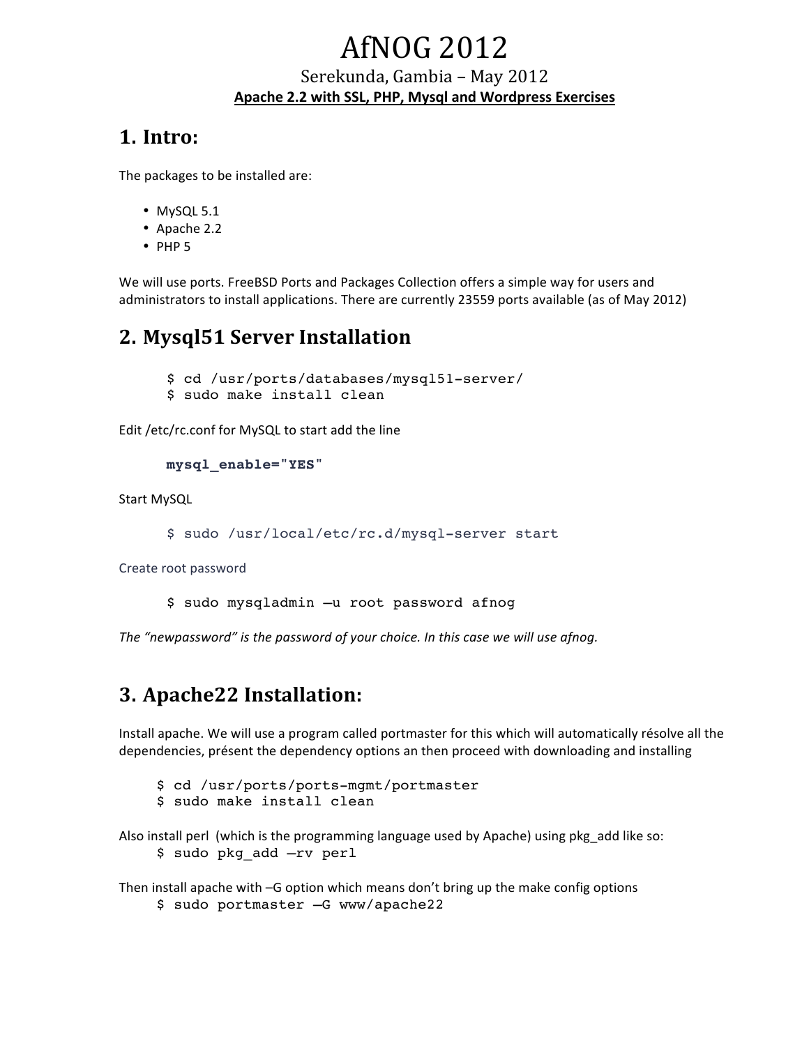# AfNOG 2012

Serekunda, Gambia – May 2012

**Apache 2.2 with SSL, PHP, Mysql and Wordpress Exercises**

## 1. Intro:

The packages to be installed are:

- MySQL 5.1
- Apache 2.2
- PHP 5

We will use ports. FreeBSD Ports and Packages Collection offers a simple way for users and administrators to install applications. There are currently 23559 ports available (as of May 2012)

## 2. Mysql51 Server Installation

```
$ cd /usr/ports/databases/mysql51-server/
$ sudo make install clean
```

Edit /etc/rc.conf for MySQL to start add the line

```
mysql_enable="YES"
```

Start MySQL

```
$ sudo /usr/local/etc/rc.d/mysql-server start
```

Create root password

```
$ sudo mysqladmin –u root password afnog
```

*The "newpassword" is the password of your choice. In this case we will use afnog.*

## 3. Apache22 Installation:

Install apache. We will use a program called portmaster for this which will automatically résolve all the dependencies, présent the dependency options an then proceed with downloading and installing

```
$ cd /usr/ports/ports-mgmt/portmaster
$ sudo make install clean
```

Also install perl (which is the programming language used by Apache) using pkg_add like so:

```
$ sudo pkg_add –rv perl
```

Then install apache with –G option which means don't bring up the make config options

```
$ sudo portmaster –G www/apache22
```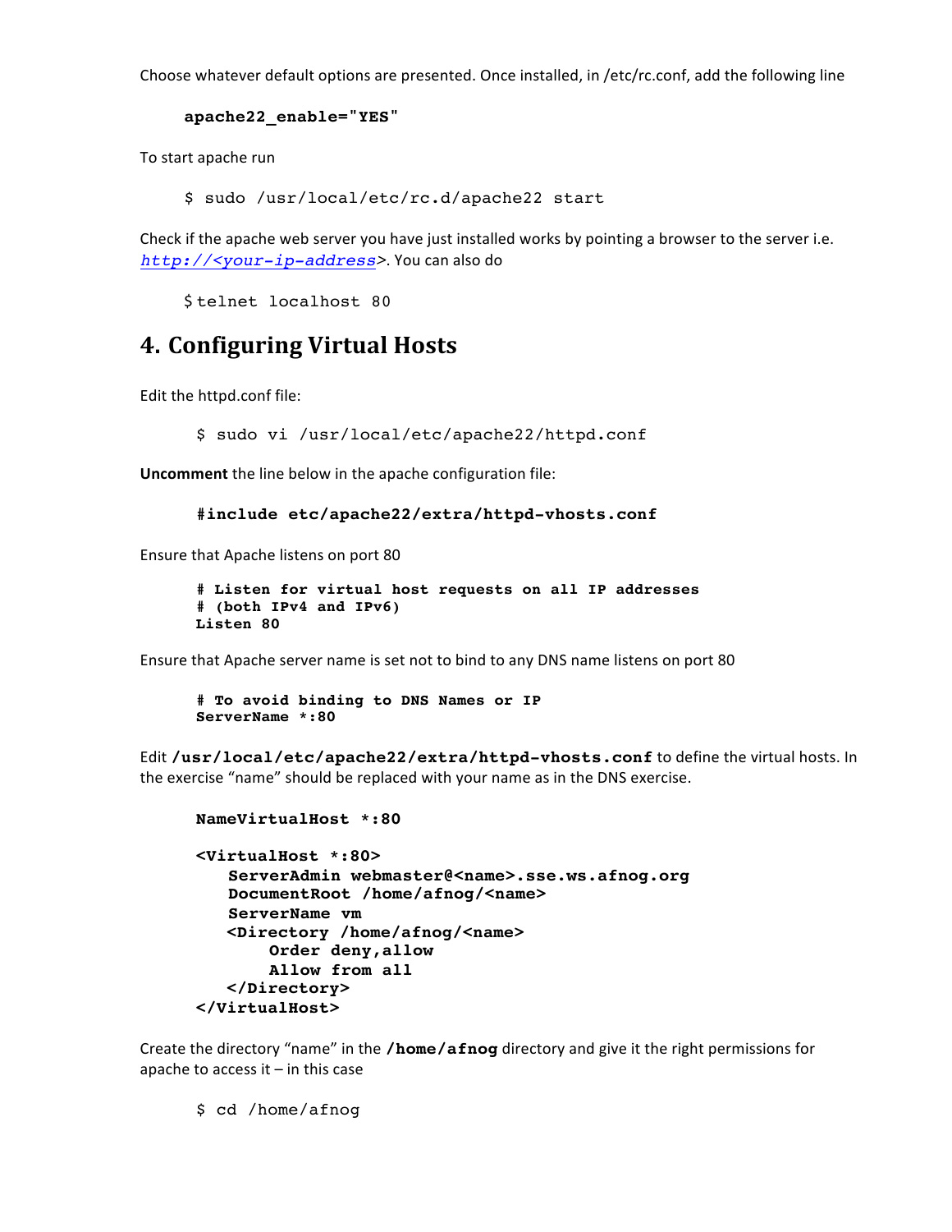Choose whatever default options are presented. Once installed, in /etc/rc.conf, add the following line

```
apache22_enable="YES"
```

To start apache run

```
$ sudo /usr/local/etc/rc.d/apache22 start
```

Check if the apache web server you have just installed works by pointing a browser to the server i.e. *http://<your-ip-address>*. You can also do

```
$telnet localhost 80
```

## 4. Configuring Virtual Hosts

Edit the httpd.conf file:

```
$ sudo vi /usr/local/etc/apache22/httpd.conf
```

**Uncomment** the line below in the apache configuration file:

```
#include etc/apache22/extra/httpd-vhosts.conf
```

Ensure that Apache listens on port 80

```
# Listen for virtual host requests on all IP addresses
# (both IPv4 and IPv6)
Listen 80
```

Ensure that Apache server name is set not to bind to any DNS name listens on port 80

```
# To avoid binding to DNS Names or IP
ServerName *:80
```

Edit **/usr/local/etc/apache22/extra/httpd-vhosts.conf** to define the virtual hosts. In the exercise "name" should be replaced with your name as in the DNS exercise.

```
NameVirtualHost *:80

<VirtualHost *:80>
   ServerAdmin webmaster@<name>.sse.ws.afnog.org
   DocumentRoot /home/afnog/<name>
   ServerName vm
   <Directory /home/afnog/<name>
       Order deny,allow
       Allow from all
   </Directory>
</VirtualHost>
```

Create the directory "name" in the **/home/afnog** directory and give it the right permissions for apache to access it – in this case

```
$ cd /home/afnog
```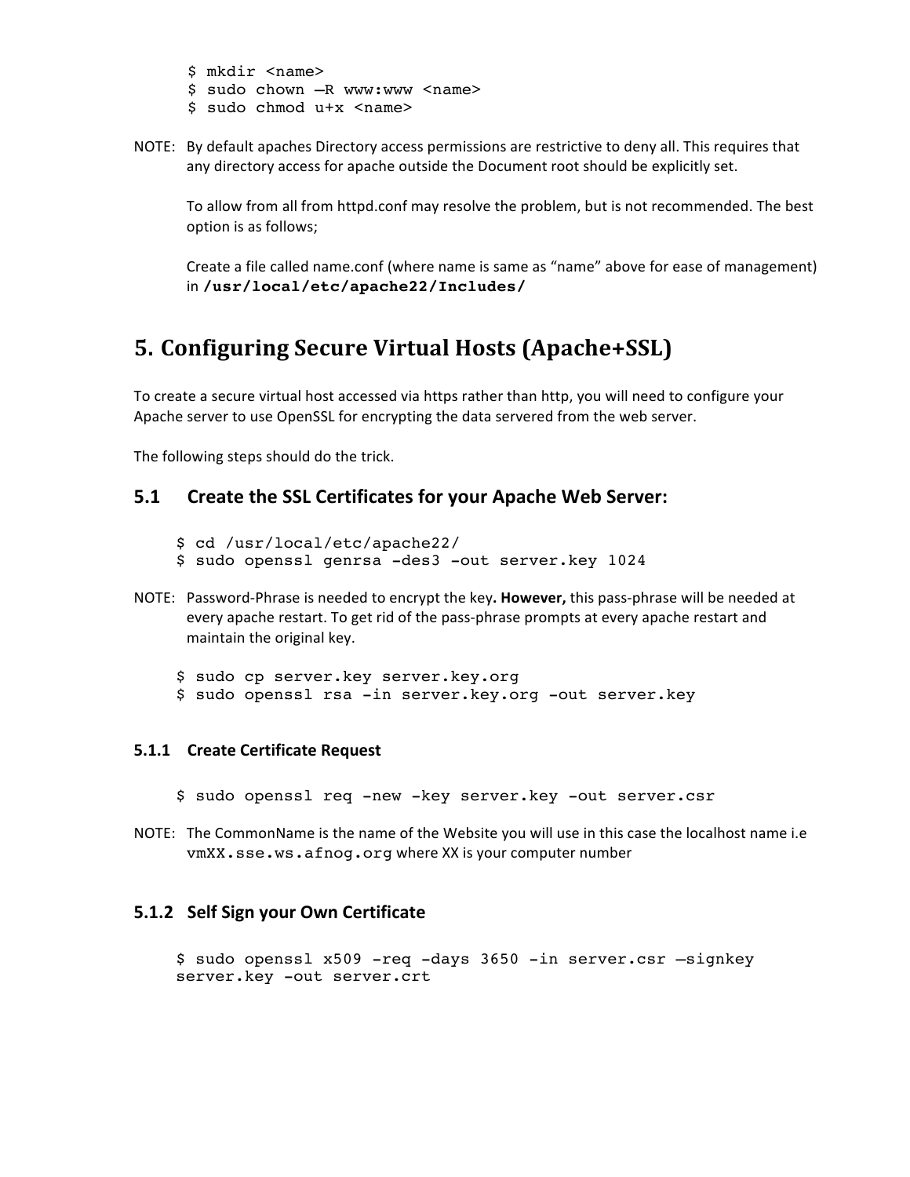```
$ mkdir <name>
$ sudo chown –R www:www <name>
$ sudo chmod u+x <name>
```

NOTE: By default apaches Directory access permissions are restrictive to deny all. This requires that any directory access for apache outside the Document root should be explicitly set.

To allow from all from httpd.conf may resolve the problem, but is not recommended. The best option is as follows;

Create a file called name.conf (where name is same as "name" above for ease of management) in **/usr/local/etc/apache22/Includes/**

# 5. Configuring Secure Virtual Hosts (Apache+SSL)

To create a secure virtual host accessed via https rather than http, you will need to configure your Apache server to use OpenSSL for encrypting the data servered from the web server.

The following steps should do the trick.

## 5.1 Create the SSL Certificates for your Apache Web Server:

```
$ cd /usr/local/etc/apache22/
$ sudo openssl genrsa -des3 -out server.key 1024
```

NOTE: Password-Phrase is needed to encrypt the key**. However,** this pass-phrase will be needed at every apache restart. To get rid of the pass-phrase prompts at every apache restart and maintain the original key.

```
$ sudo cp server.key server.key.org
$ sudo openssl rsa -in server.key.org -out server.key
```

### 5.1.1 Create Certificate Request

```
$ sudo openssl req -new -key server.key -out server.csr
```

NOTE: The CommonName is the name of the Website you will use in this case the localhost name i.e `vmXX.sse.ws.afnog.org` where XX is your computer number

### 5.1.2 Self Sign your Own Certificate

```
$ sudo openssl x509 -req -days 3650 -in server.csr –signkey
server.key -out server.crt
```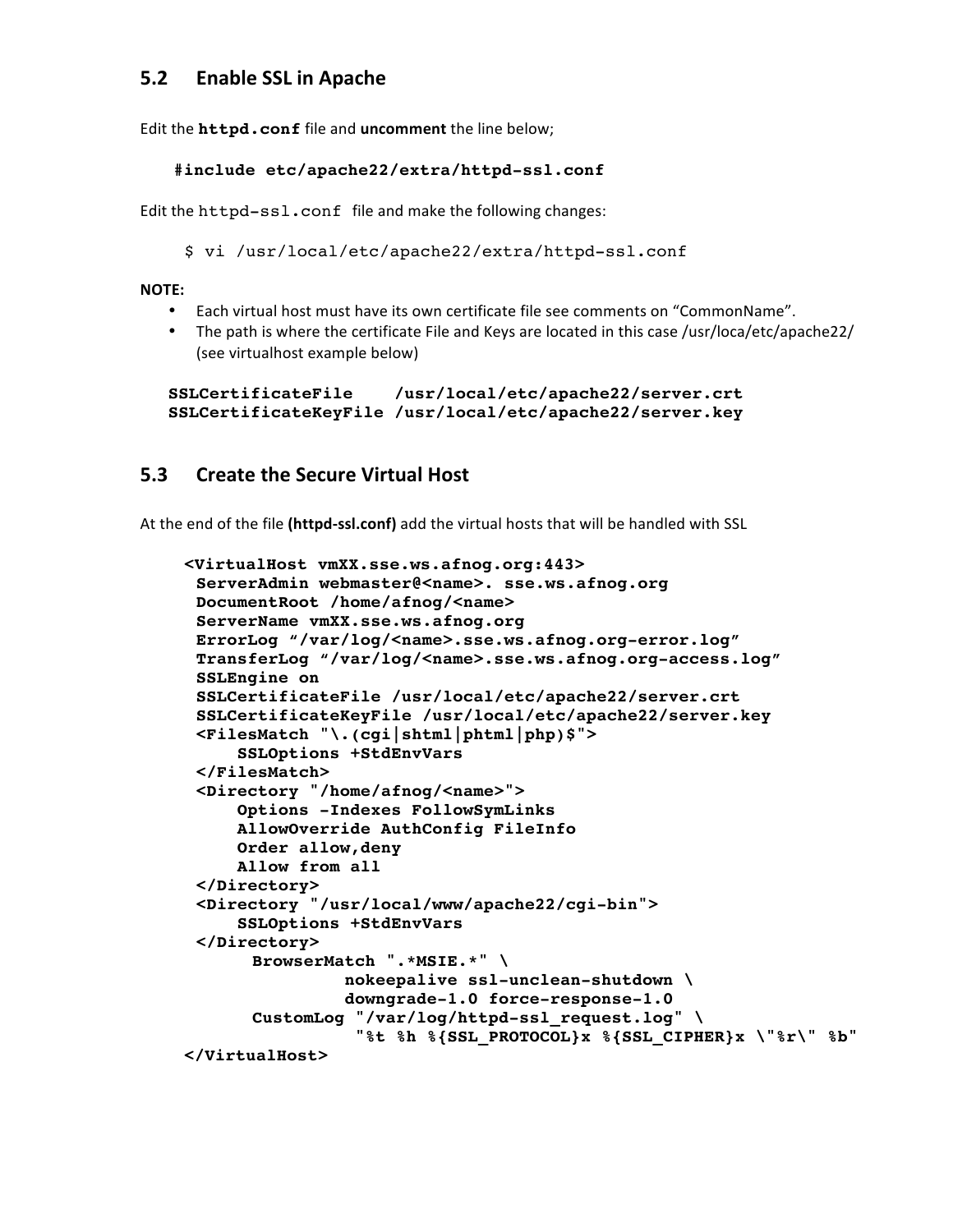## 5.2 Enable SSL in Apache

Edit the **httpd.conf** file and **uncomment** the line below;

```
#include etc/apache22/extra/httpd-ssl.conf
```

Edit the httpd-ssl.conf file and make the following changes:

```
$ vi /usr/local/etc/apache22/extra/httpd-ssl.conf
```

**NOTE:**

- Each virtual host must have its own certificate file see comments on "CommonName".
- The path is where the certificate File and Keys are located in this case /usr/loca/etc/apache22/ (see virtualhost example below)

```
SSLCertificateFile    /usr/local/etc/apache22/server.crt
SSLCertificateKeyFile /usr/local/etc/apache22/server.key
```

## 5.3 Create the Secure Virtual Host

At the end of the file **(httpd-ssl.conf)** add the virtual hosts that will be handled with SSL

```
<VirtualHost vmXX.sse.ws.afnog.org:443>
 ServerAdmin webmaster@<name>. sse.ws.afnog.org
 DocumentRoot /home/afnog/<name>
 ServerName vmXX.sse.ws.afnog.org
 ErrorLog "/var/log/<name>.sse.ws.afnog.org-error.log"
 TransferLog "/var/log/<name>.sse.ws.afnog.org-access.log"
 SSLEngine on
 SSLCertificateFile /usr/local/etc/apache22/server.crt
 SSLCertificateKeyFile /usr/local/etc/apache22/server.key
 <FilesMatch "\.(cgi|shtml|phtml|php)$">
     SSLOptions +StdEnvVars
 </FilesMatch>
 <Directory "/home/afnog/<name>">
     Options -Indexes FollowSymLinks
     AllowOverride AuthConfig FileInfo
     Order allow,deny
     Allow from all
 </Directory>
 <Directory "/usr/local/www/apache22/cgi-bin">
     SSLOptions +StdEnvVars
 </Directory>
      BrowserMatch ".*MSIE.*" \
               nokeepalive ssl-unclean-shutdown \
               downgrade-1.0 force-response-1.0
      CustomLog "/var/log/httpd-ssl_request.log" \
                "%t %h %{SSL_PROTOCOL}x %{SSL_CIPHER}x \"%r\" %b"
</VirtualHost>
```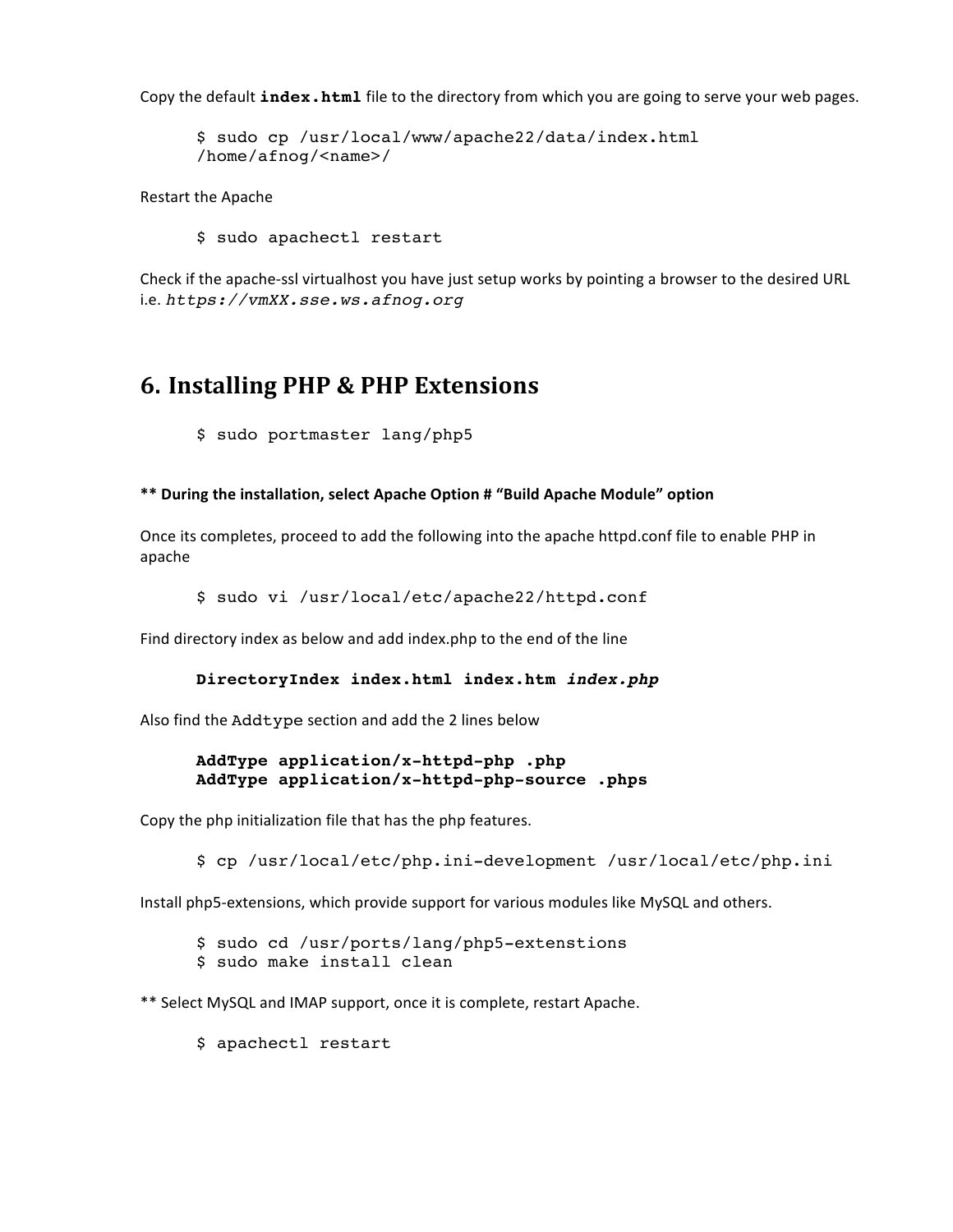Copy the default **index.html** file to the directory from which you are going to serve your web pages.

```
$ sudo cp /usr/local/www/apache22/data/index.html
/home/afnog/<name>/
```

Restart the Apache

```
$ sudo apachectl restart
```

Check if the apache-ssl virtualhost you have just setup works by pointing a browser to the desired URL i.e. *https://vmXX.sse.ws.afnog.org*

# 6. Installing PHP & PHP Extensions

```
$ sudo portmaster lang/php5
```

**** During the installation, select Apache Option # "Build Apache Module" option**

Once its completes, proceed to add the following into the apache httpd.conf file to enable PHP in apache

```
$ sudo vi /usr/local/etc/apache22/httpd.conf
```

Find directory index as below and add index.php to the end of the line

```
DirectoryIndex index.html index.htm index.php
```

Also find the Addtype section and add the 2 lines below

```
AddType application/x-httpd-php .php
AddType application/x-httpd-php-source .phps
```

Copy the php initialization file that has the php features.

```
$ cp /usr/local/etc/php.ini-development /usr/local/etc/php.ini
```

Install php5-extensions, which provide support for various modules like MySQL and others.

```
$ sudo cd /usr/ports/lang/php5-extenstions
$ sudo make install clean
```

** Select MySQL and IMAP support, once it is complete, restart Apache.

```
$ apachectl restart
```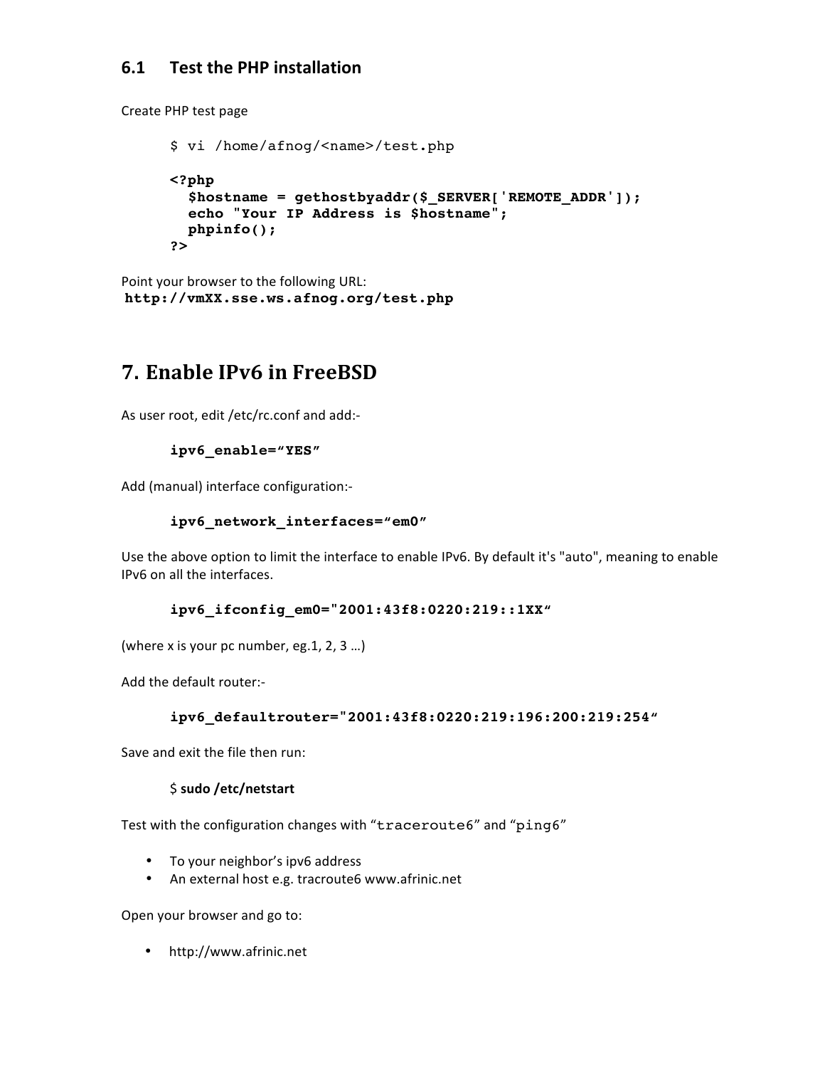### 6.1 Test the PHP installation

Create PHP test page

```
$ vi /home/afnog/<name>/test.php

<?php
  $hostname = gethostbyaddr($_SERVER['REMOTE_ADDR']);
  echo "Your IP Address is $hostname";
  phpinfo();
?>
```

Point your browser to the following URL:
**http://vmXX.sse.ws.afnog.org/test.php**

## 7. Enable IPv6 in FreeBSD

As user root, edit /etc/rc.conf and add:-

```
ipv6_enable="YES"
```

Add (manual) interface configuration:-

```
ipv6_network_interfaces="em0"
```

Use the above option to limit the interface to enable IPv6. By default it's "auto", meaning to enable IPv6 on all the interfaces.

```
ipv6_ifconfig_em0="2001:43f8:0220:219::1XX"
```

(where x is your pc number, eg.1, 2, 3 …)

Add the default router:-

```
ipv6_defaultrouter="2001:43f8:0220:219:196:200:219:254"
```

Save and exit the file then run:

```
$ sudo /etc/netstart
```

Test with the configuration changes with "`traceroute6`" and "`ping6`"

- To your neighbor's ipv6 address
- An external host e.g. tracroute6 www.afrinic.net

Open your browser and go to:

- http://www.afrinic.net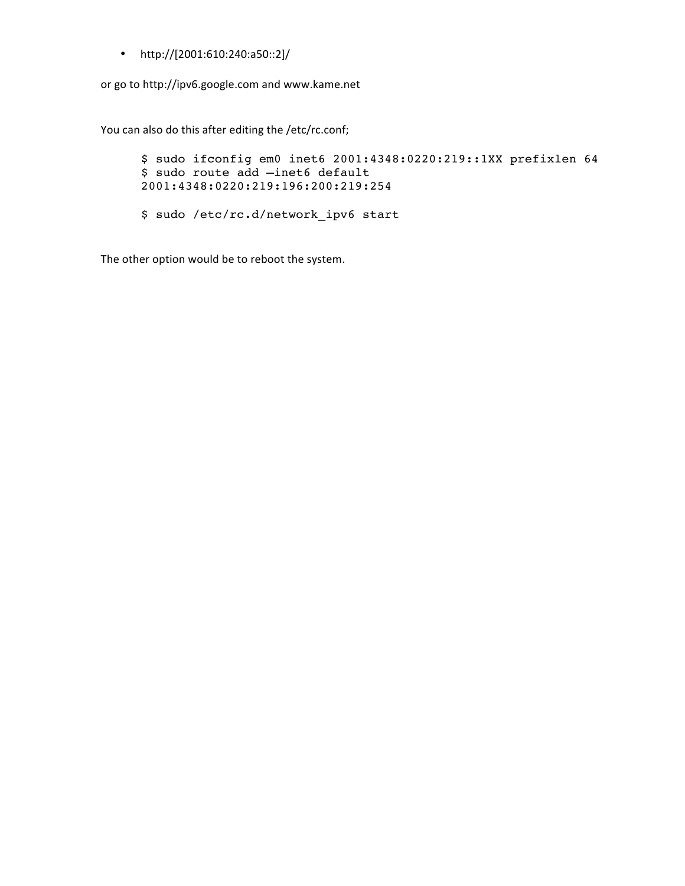- http://[2001:610:240:a50::2]/

or go to http://ipv6.google.com and www.kame.net

You can also do this after editing the /etc/rc.conf;

```
$ sudo ifconfig em0 inet6 2001:4348:0220:219::1XX prefixlen 64
$ sudo route add –inet6 default
2001:4348:0220:219:196:200:219:254

$ sudo /etc/rc.d/network_ipv6 start
```

The other option would be to reboot the system.